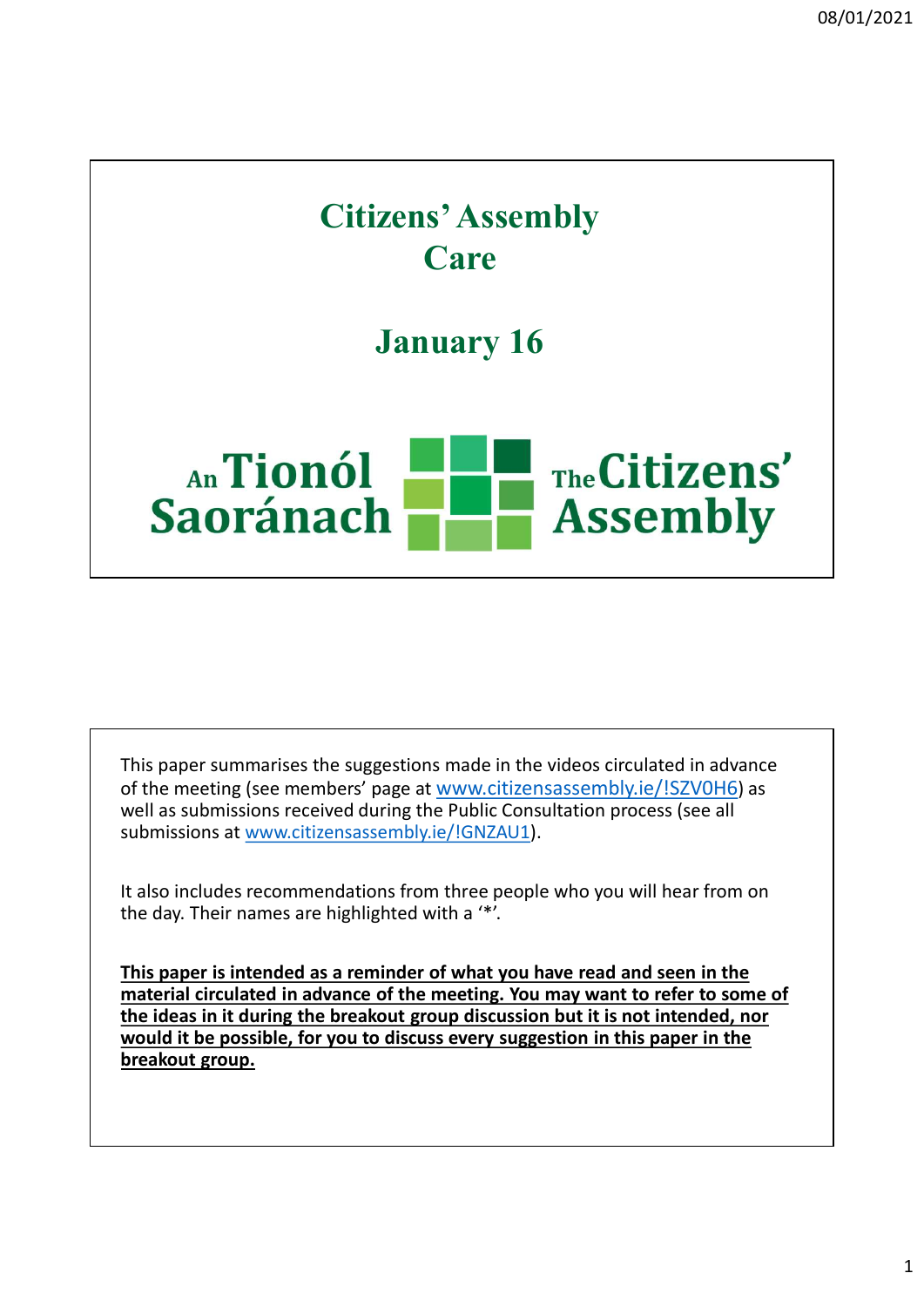# Citizens' Assembly
# Care

## January 16

An Tionól Saoránach

The Citizens' Assembly

This paper summarises the suggestions made in the videos circulated in advance of the meeting (see members' page at www.citizensassembly.ie/!SZV0H6) as well as submissions received during the Public Consultation process (see all submissions at www.citizensassembly.ie/!GNZAU1).

It also includes recommendations from three people who you will hear from on the day. Their names are highlighted with a '*'.

**This paper is intended as a reminder of what you have read and seen in the material circulated in advance of the meeting. You may want to refer to some of the ideas in it during the breakout group discussion but it is not intended, nor would it be possible, for you to discuss every suggestion in this paper in the breakout group.**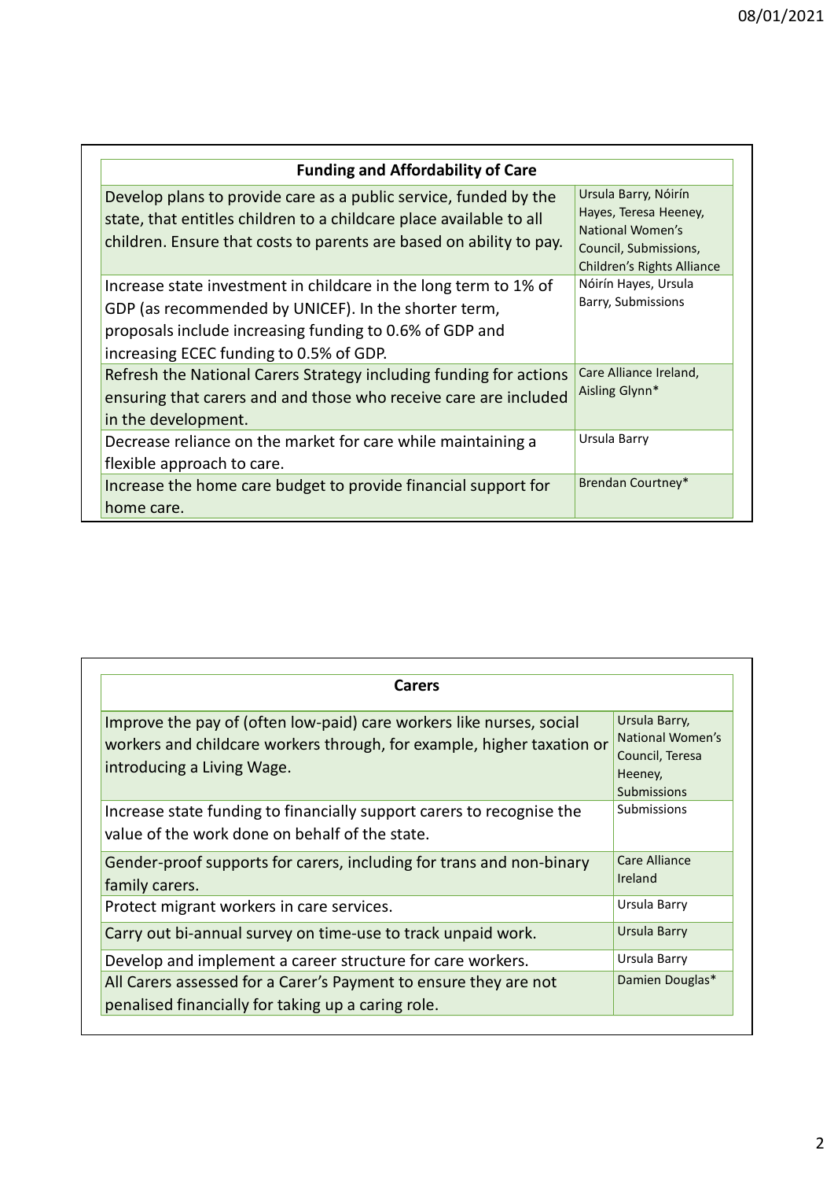| Funding and Affordability of Care | |
|---|---|
| Develop plans to provide care as a public service, funded by the state, that entitles children to a childcare place available to all children. Ensure that costs to parents are based on ability to pay. | Ursula Barry, Nóirín Hayes, Teresa Heeney, National Women's Council, Submissions, Children's Rights Alliance |
| Increase state investment in childcare in the long term to 1% of GDP (as recommended by UNICEF). In the shorter term, proposals include increasing funding to 0.6% of GDP and increasing ECEC funding to 0.5% of GDP. | Nóirín Hayes, Ursula Barry, Submissions |
| Refresh the National Carers Strategy including funding for actions ensuring that carers and and those who receive care are included in the development. | Care Alliance Ireland, Aisling Glynn* |
| Decrease reliance on the market for care while maintaining a flexible approach to care. | Ursula Barry |
| Increase the home care budget to provide financial support for home care. | Brendan Courtney* |

| Carers | |
|---|---|
| Improve the pay of (often low-paid) care workers like nurses, social workers and childcare workers through, for example, higher taxation or introducing a Living Wage. | Ursula Barry, National Women's Council, Teresa Heeney, Submissions |
| Increase state funding to financially support carers to recognise the value of the work done on behalf of the state. | Submissions |
| Gender-proof supports for carers, including for trans and non-binary family carers. | Care Alliance Ireland |
| Protect migrant workers in care services. | Ursula Barry |
| Carry out bi-annual survey on time-use to track unpaid work. | Ursula Barry |
| Develop and implement a career structure for care workers. | Ursula Barry |
| All Carers assessed for a Carer's Payment to ensure they are not penalised financially for taking up a caring role. | Damien Douglas* |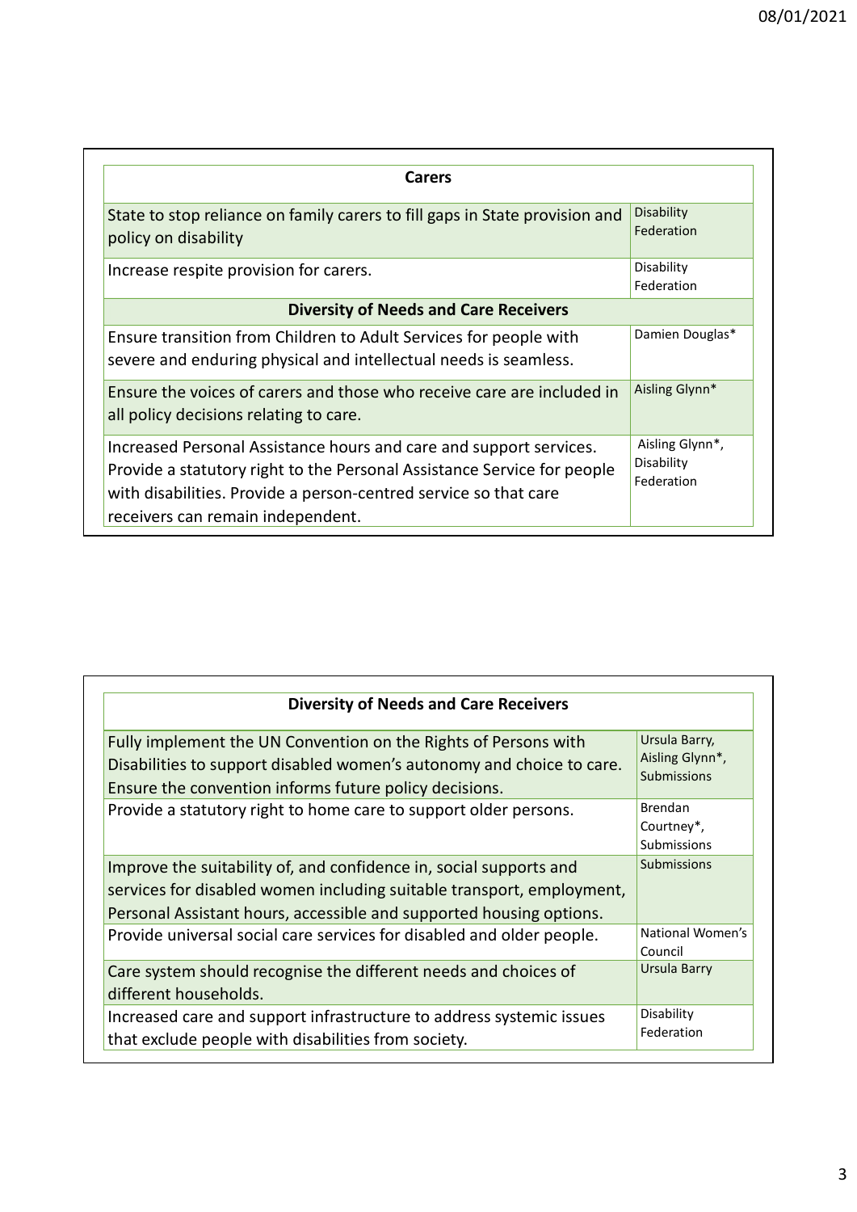| Carers | |
|---|---|
| State to stop reliance on family carers to fill gaps in State provision and policy on disability | Disability Federation |
| Increase respite provision for carers. | Disability Federation |
| **Diversity of Needs and Care Receivers** | |
| Ensure transition from Children to Adult Services for people with severe and enduring physical and intellectual needs is seamless. | Damien Douglas* |
| Ensure the voices of carers and those who receive care are included in all policy decisions relating to care. | Aisling Glynn* |
| Increased Personal Assistance hours and care and support services. Provide a statutory right to the Personal Assistance Service for people with disabilities. Provide a person-centred service so that care receivers can remain independent. | Aisling Glynn*, Disability Federation |

| Diversity of Needs and Care Receivers | |
|---|---|
| Fully implement the UN Convention on the Rights of Persons with Disabilities to support disabled women's autonomy and choice to care. Ensure the convention informs future policy decisions. | Ursula Barry, Aisling Glynn*, Submissions |
| Provide a statutory right to home care to support older persons. | Brendan Courtney*, Submissions |
| Improve the suitability of, and confidence in, social supports and services for disabled women including suitable transport, employment, Personal Assistant hours, accessible and supported housing options. | Submissions |
| Provide universal social care services for disabled and older people. | National Women's Council |
| Care system should recognise the different needs and choices of different households. | Ursula Barry |
| Increased care and support infrastructure to address systemic issues that exclude people with disabilities from society. | Disability Federation |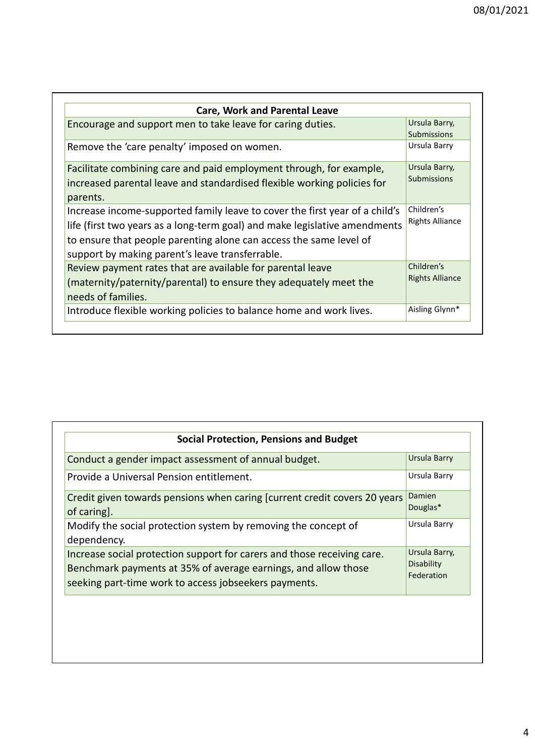| Care, Work and Parental Leave | |
|---|---|
| Encourage and support men to take leave for caring duties. | Ursula Barry, Submissions |
| Remove the 'care penalty' imposed on women. | Ursula Barry |
| Facilitate combining care and paid employment through, for example, increased parental leave and standardised flexible working policies for parents. | Ursula Barry, Submissions |
| Increase income-supported family leave to cover the first year of a child's life (first two years as a long-term goal) and make legislative amendments to ensure that people parenting alone can access the same level of support by making parent's leave transferrable. | Children's Rights Alliance |
| Review payment rates that are available for parental leave (maternity/paternity/parental) to ensure they adequately meet the needs of families. | Children's Rights Alliance |
| Introduce flexible working policies to balance home and work lives. | Aisling Glynn* |

| Social Protection, Pensions and Budget | |
|---|---|
| Conduct a gender impact assessment of annual budget. | Ursula Barry |
| Provide a Universal Pension entitlement. | Ursula Barry |
| Credit given towards pensions when caring [current credit covers 20 years of caring]. | Damien Douglas* |
| Modify the social protection system by removing the concept of dependency. | Ursula Barry |
| Increase social protection support for carers and those receiving care. Benchmark payments at 35% of average earnings, and allow those seeking part-time work to access jobseekers payments. | Ursula Barry, Disability Federation |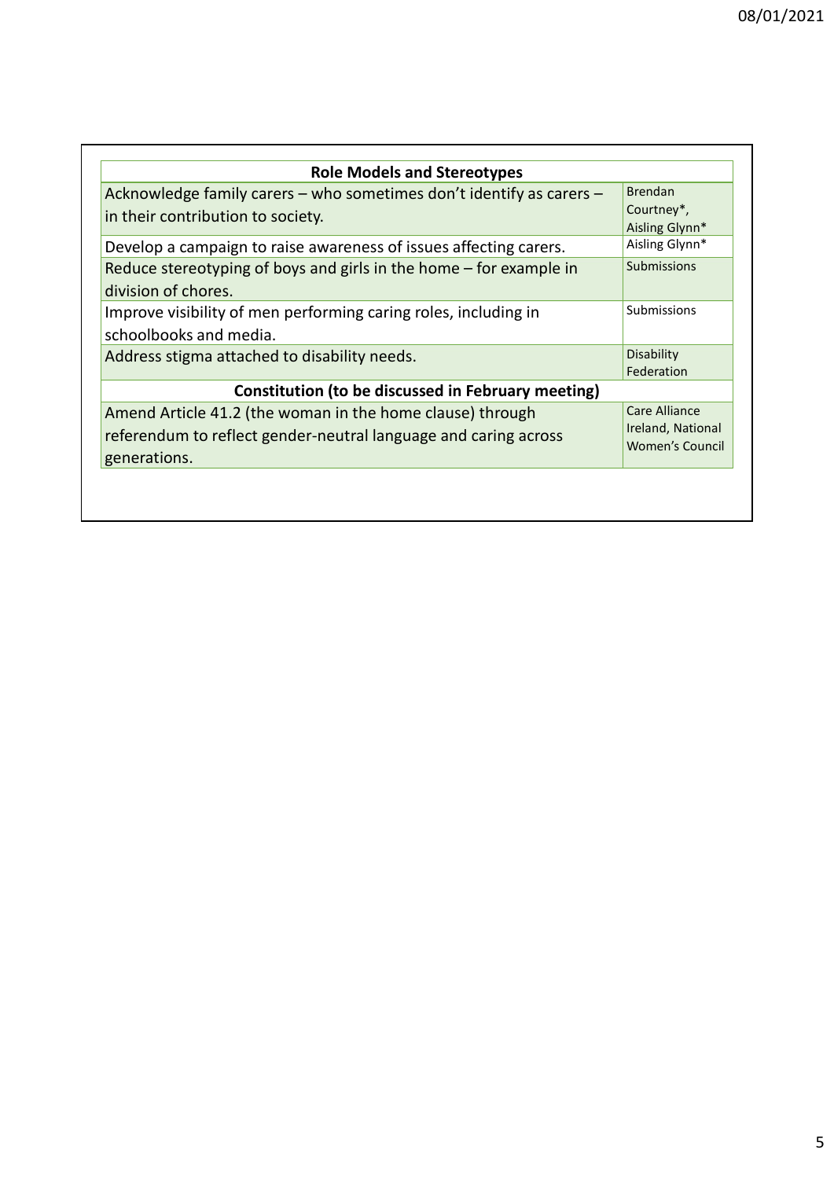| | |
|---|---|
| **Role Models and Stereotypes** | |
| Acknowledge family carers – who sometimes don't identify as carers – in their contribution to society. | Brendan Courtney*, Aisling Glynn* |
| Develop a campaign to raise awareness of issues affecting carers. | Aisling Glynn* |
| Reduce stereotyping of boys and girls in the home – for example in division of chores. | Submissions |
| Improve visibility of men performing caring roles, including in schoolbooks and media. | Submissions |
| Address stigma attached to disability needs. | Disability Federation |
| **Constitution (to be discussed in February meeting)** | |
| Amend Article 41.2 (the woman in the home clause) through referendum to reflect gender-neutral language and caring across generations. | Care Alliance Ireland, National Women's Council |